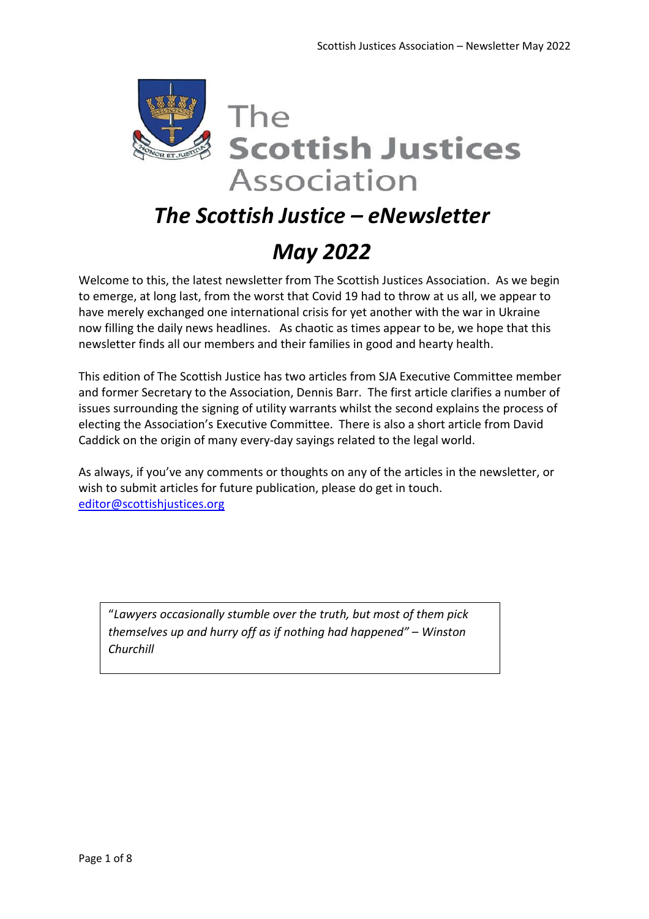# The Scottish Justices Association

## *The Scottish Justice – eNewsletter*

## *May 2022*

Welcome to this, the latest newsletter from The Scottish Justices Association. As we begin to emerge, at long last, from the worst that Covid 19 had to throw at us all, we appear to have merely exchanged one international crisis for yet another with the war in Ukraine now filling the daily news headlines. As chaotic as times appear to be, we hope that this newsletter finds all our members and their families in good and hearty health.

This edition of The Scottish Justice has two articles from SJA Executive Committee member and former Secretary to the Association, Dennis Barr. The first article clarifies a number of issues surrounding the signing of utility warrants whilst the second explains the process of electing the Association's Executive Committee. There is also a short article from David Caddick on the origin of many every-day sayings related to the legal world.

As always, if you've any comments or thoughts on any of the articles in the newsletter, or wish to submit articles for future publication, please do get in touch. [editor@scottishjustices.org](mailto:editor@scottishjustices.org)

> "*Lawyers occasionally stumble over the truth, but most of them pick themselves up and hurry off as if nothing had happened"* – *Winston Churchill*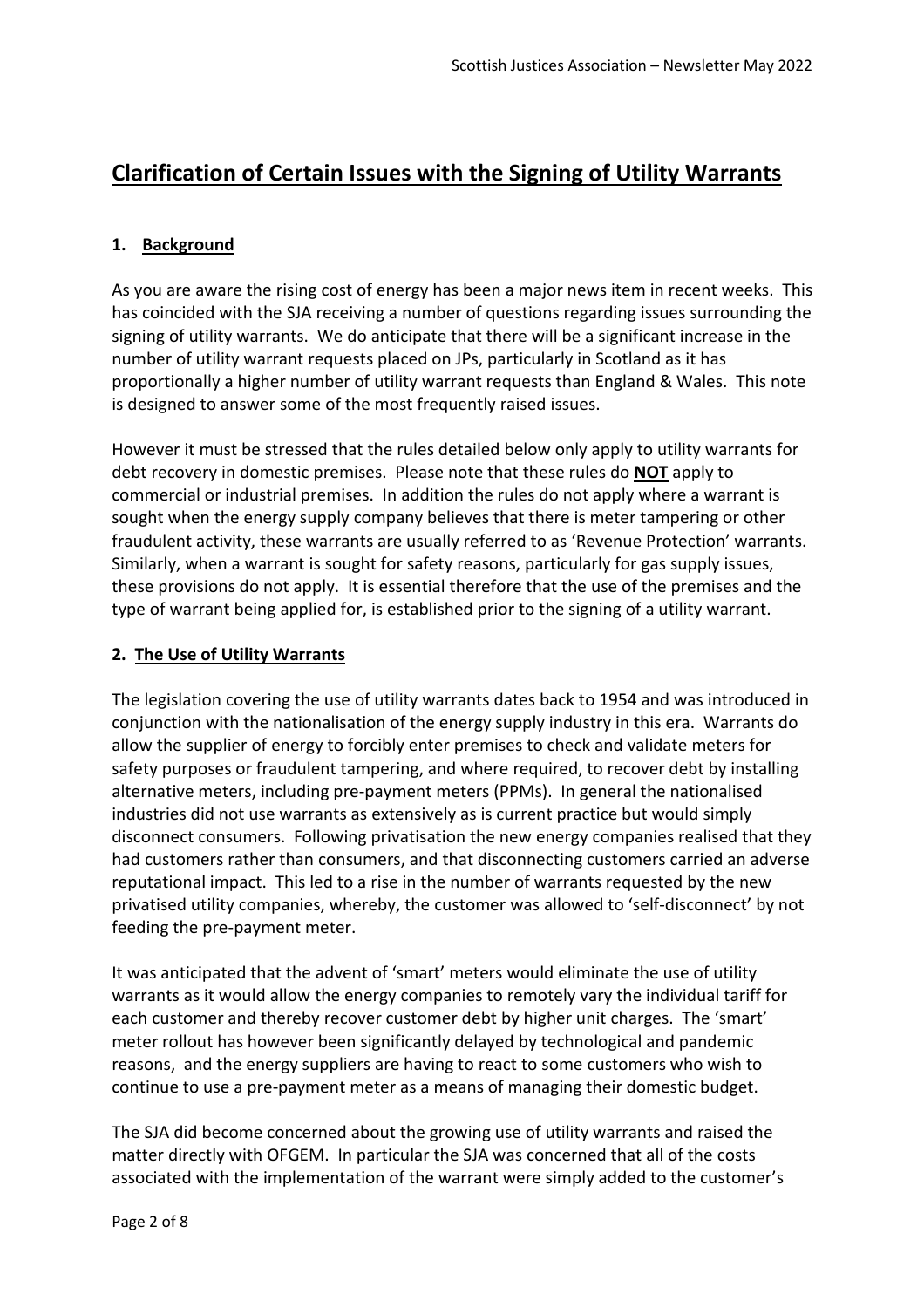# Clarification of Certain Issues with the Signing of Utility Warrants

## 1. Background

As you are aware the rising cost of energy has been a major news item in recent weeks. This has coincided with the SJA receiving a number of questions regarding issues surrounding the signing of utility warrants. We do anticipate that there will be a significant increase in the number of utility warrant requests placed on JPs, particularly in Scotland as it has proportionally a higher number of utility warrant requests than England & Wales. This note is designed to answer some of the most frequently raised issues.

However it must be stressed that the rules detailed below only apply to utility warrants for debt recovery in domestic premises. Please note that these rules do **NOT** apply to commercial or industrial premises. In addition the rules do not apply where a warrant is sought when the energy supply company believes that there is meter tampering or other fraudulent activity, these warrants are usually referred to as 'Revenue Protection' warrants. Similarly, when a warrant is sought for safety reasons, particularly for gas supply issues, these provisions do not apply. It is essential therefore that the use of the premises and the type of warrant being applied for, is established prior to the signing of a utility warrant.

## 2. The Use of Utility Warrants

The legislation covering the use of utility warrants dates back to 1954 and was introduced in conjunction with the nationalisation of the energy supply industry in this era. Warrants do allow the supplier of energy to forcibly enter premises to check and validate meters for safety purposes or fraudulent tampering, and where required, to recover debt by installing alternative meters, including pre-payment meters (PPMs). In general the nationalised industries did not use warrants as extensively as is current practice but would simply disconnect consumers. Following privatisation the new energy companies realised that they had customers rather than consumers, and that disconnecting customers carried an adverse reputational impact. This led to a rise in the number of warrants requested by the new privatised utility companies, whereby, the customer was allowed to 'self-disconnect' by not feeding the pre-payment meter.

It was anticipated that the advent of 'smart' meters would eliminate the use of utility warrants as it would allow the energy companies to remotely vary the individual tariff for each customer and thereby recover customer debt by higher unit charges. The 'smart' meter rollout has however been significantly delayed by technological and pandemic reasons, and the energy suppliers are having to react to some customers who wish to continue to use a pre-payment meter as a means of managing their domestic budget.

The SJA did become concerned about the growing use of utility warrants and raised the matter directly with OFGEM. In particular the SJA was concerned that all of the costs associated with the implementation of the warrant were simply added to the customer's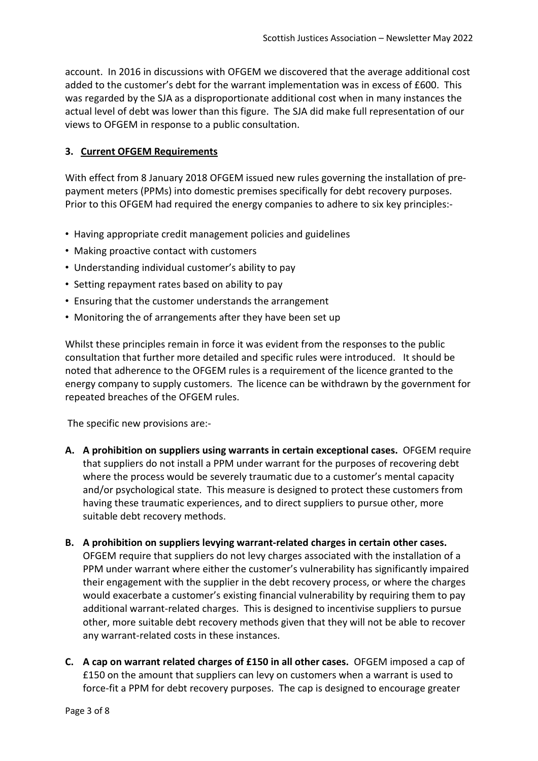account. In 2016 in discussions with OFGEM we discovered that the average additional cost added to the customer's debt for the warrant implementation was in excess of £600. This was regarded by the SJA as a disproportionate additional cost when in many instances the actual level of debt was lower than this figure. The SJA did make full representation of our views to OFGEM in response to a public consultation.

## 3. Current OFGEM Requirements

With effect from 8 January 2018 OFGEM issued new rules governing the installation of pre-payment meters (PPMs) into domestic premises specifically for debt recovery purposes. Prior to this OFGEM had required the energy companies to adhere to six key principles:-

- Having appropriate credit management policies and guidelines
- Making proactive contact with customers
- Understanding individual customer's ability to pay
- Setting repayment rates based on ability to pay
- Ensuring that the customer understands the arrangement
- Monitoring the of arrangements after they have been set up

Whilst these principles remain in force it was evident from the responses to the public consultation that further more detailed and specific rules were introduced. It should be noted that adherence to the OFGEM rules is a requirement of the licence granted to the energy company to supply customers. The licence can be withdrawn by the government for repeated breaches of the OFGEM rules.

The specific new provisions are:-

A. **A prohibition on suppliers using warrants in certain exceptional cases.** OFGEM require that suppliers do not install a PPM under warrant for the purposes of recovering debt where the process would be severely traumatic due to a customer's mental capacity and/or psychological state. This measure is designed to protect these customers from having these traumatic experiences, and to direct suppliers to pursue other, more suitable debt recovery methods.

B. **A prohibition on suppliers levying warrant-related charges in certain other cases.** OFGEM require that suppliers do not levy charges associated with the installation of a PPM under warrant where either the customer's vulnerability has significantly impaired their engagement with the supplier in the debt recovery process, or where the charges would exacerbate a customer's existing financial vulnerability by requiring them to pay additional warrant-related charges. This is designed to incentivise suppliers to pursue other, more suitable debt recovery methods given that they will not be able to recover any warrant-related costs in these instances.

C. **A cap on warrant related charges of £150 in all other cases.** OFGEM imposed a cap of £150 on the amount that suppliers can levy on customers when a warrant is used to force-fit a PPM for debt recovery purposes. The cap is designed to encourage greater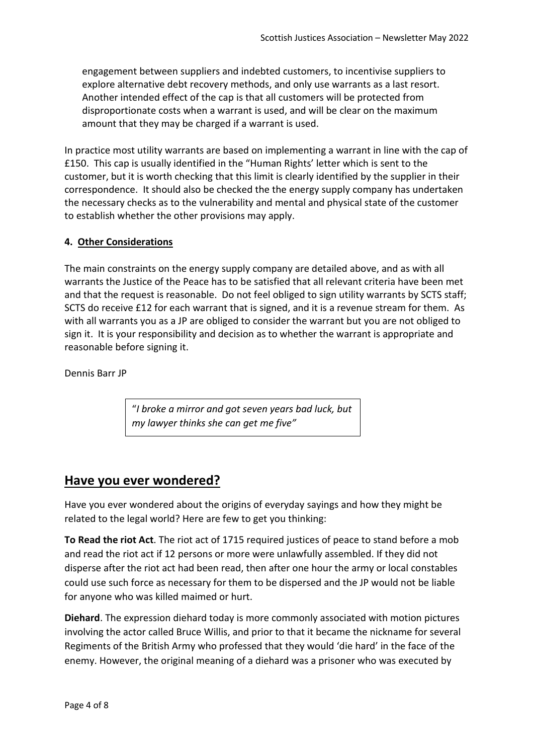engagement between suppliers and indebted customers, to incentivise suppliers to explore alternative debt recovery methods, and only use warrants as a last resort. Another intended effect of the cap is that all customers will be protected from disproportionate costs when a warrant is used, and will be clear on the maximum amount that they may be charged if a warrant is used.

In practice most utility warrants are based on implementing a warrant in line with the cap of £150. This cap is usually identified in the "Human Rights' letter which is sent to the customer, but it is worth checking that this limit is clearly identified by the supplier in their correspondence. It should also be checked the the energy supply company has undertaken the necessary checks as to the vulnerability and mental and physical state of the customer to establish whether the other provisions may apply.

**4. Other Considerations**

The main constraints on the energy supply company are detailed above, and as with all warrants the Justice of the Peace has to be satisfied that all relevant criteria have been met and that the request is reasonable. Do not feel obliged to sign utility warrants by SCTS staff; SCTS do receive £12 for each warrant that is signed, and it is a revenue stream for them. As with all warrants you as a JP are obliged to consider the warrant but you are not obliged to sign it. It is your responsibility and decision as to whether the warrant is appropriate and reasonable before signing it.

Dennis Barr JP

"*I broke a mirror and got seven years bad luck, but my lawyer thinks she can get me five"*

## Have you ever wondered?

Have you ever wondered about the origins of everyday sayings and how they might be related to the legal world? Here are few to get you thinking:

**To Read the riot Act**. The riot act of 1715 required justices of peace to stand before a mob and read the riot act if 12 persons or more were unlawfully assembled. If they did not disperse after the riot act had been read, then after one hour the army or local constables could use such force as necessary for them to be dispersed and the JP would not be liable for anyone who was killed maimed or hurt.

**Diehard**. The expression diehard today is more commonly associated with motion pictures involving the actor called Bruce Willis, and prior to that it became the nickname for several Regiments of the British Army who professed that they would 'die hard' in the face of the enemy. However, the original meaning of a diehard was a prisoner who was executed by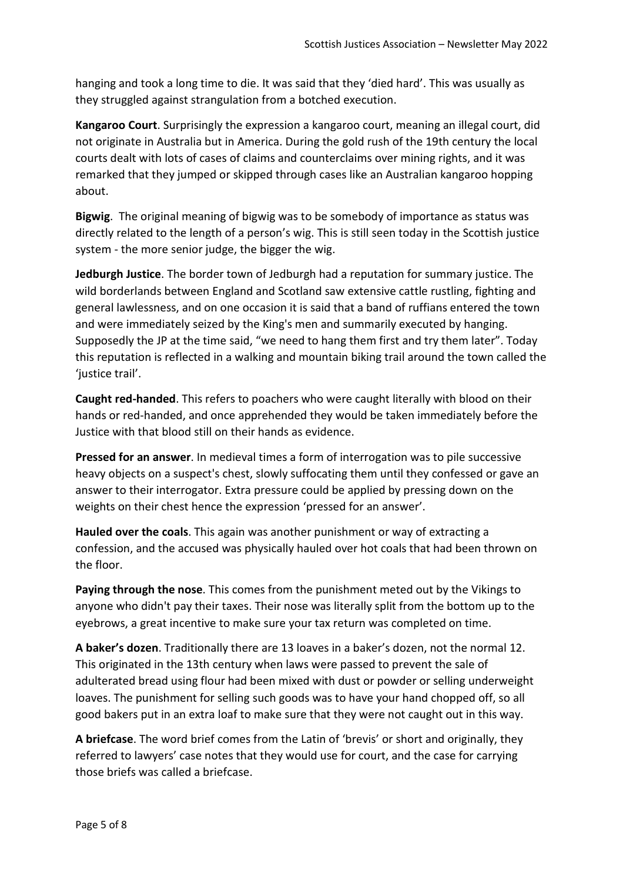hanging and took a long time to die. It was said that they 'died hard'. This was usually as they struggled against strangulation from a botched execution.

**Kangaroo Court**. Surprisingly the expression a kangaroo court, meaning an illegal court, did not originate in Australia but in America. During the gold rush of the 19th century the local courts dealt with lots of cases of claims and counterclaims over mining rights, and it was remarked that they jumped or skipped through cases like an Australian kangaroo hopping about.

**Bigwig**. The original meaning of bigwig was to be somebody of importance as status was directly related to the length of a person's wig. This is still seen today in the Scottish justice system - the more senior judge, the bigger the wig.

**Jedburgh Justice**. The border town of Jedburgh had a reputation for summary justice. The wild borderlands between England and Scotland saw extensive cattle rustling, fighting and general lawlessness, and on one occasion it is said that a band of ruffians entered the town and were immediately seized by the King's men and summarily executed by hanging. Supposedly the JP at the time said, "we need to hang them first and try them later". Today this reputation is reflected in a walking and mountain biking trail around the town called the 'justice trail'.

**Caught red-handed**. This refers to poachers who were caught literally with blood on their hands or red-handed, and once apprehended they would be taken immediately before the Justice with that blood still on their hands as evidence.

**Pressed for an answer**. In medieval times a form of interrogation was to pile successive heavy objects on a suspect's chest, slowly suffocating them until they confessed or gave an answer to their interrogator. Extra pressure could be applied by pressing down on the weights on their chest hence the expression 'pressed for an answer'.

**Hauled over the coals**. This again was another punishment or way of extracting a confession, and the accused was physically hauled over hot coals that had been thrown on the floor.

**Paying through the nose**. This comes from the punishment meted out by the Vikings to anyone who didn't pay their taxes. Their nose was literally split from the bottom up to the eyebrows, a great incentive to make sure your tax return was completed on time.

**A baker's dozen**. Traditionally there are 13 loaves in a baker's dozen, not the normal 12. This originated in the 13th century when laws were passed to prevent the sale of adulterated bread using flour had been mixed with dust or powder or selling underweight loaves. The punishment for selling such goods was to have your hand chopped off, so all good bakers put in an extra loaf to make sure that they were not caught out in this way.

**A briefcase**. The word brief comes from the Latin of 'brevis' or short and originally, they referred to lawyers' case notes that they would use for court, and the case for carrying those briefs was called a briefcase.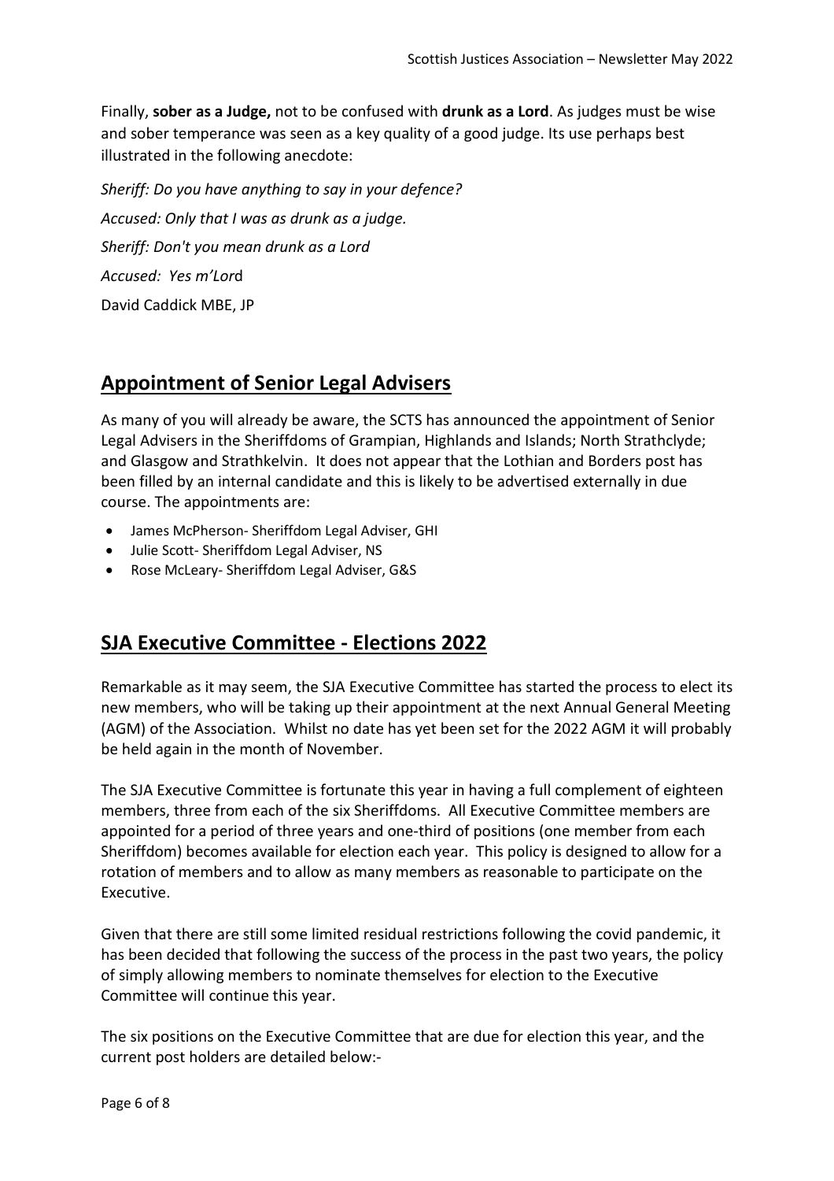Finally, **sober as a Judge,** not to be confused with **drunk as a Lord**. As judges must be wise and sober temperance was seen as a key quality of a good judge. Its use perhaps best illustrated in the following anecdote:

*Sheriff: Do you have anything to say in your defence?*

*Accused: Only that I was as drunk as a judge.*

*Sheriff: Don't you mean drunk as a Lord*

*Accused: Yes m'Lor*d

David Caddick MBE, JP

## Appointment of Senior Legal Advisers

As many of you will already be aware, the SCTS has announced the appointment of Senior Legal Advisers in the Sheriffdoms of Grampian, Highlands and Islands; North Strathclyde; and Glasgow and Strathkelvin. It does not appear that the Lothian and Borders post has been filled by an internal candidate and this is likely to be advertised externally in due course. The appointments are:

- James McPherson- Sheriffdom Legal Adviser, GHI
- Julie Scott- Sheriffdom Legal Adviser, NS
- Rose McLeary- Sheriffdom Legal Adviser, G&S

## SJA Executive Committee - Elections 2022

Remarkable as it may seem, the SJA Executive Committee has started the process to elect its new members, who will be taking up their appointment at the next Annual General Meeting (AGM) of the Association. Whilst no date has yet been set for the 2022 AGM it will probably be held again in the month of November.

The SJA Executive Committee is fortunate this year in having a full complement of eighteen members, three from each of the six Sheriffdoms. All Executive Committee members are appointed for a period of three years and one-third of positions (one member from each Sheriffdom) becomes available for election each year. This policy is designed to allow for a rotation of members and to allow as many members as reasonable to participate on the Executive.

Given that there are still some limited residual restrictions following the covid pandemic, it has been decided that following the success of the process in the past two years, the policy of simply allowing members to nominate themselves for election to the Executive Committee will continue this year.

The six positions on the Executive Committee that are due for election this year, and the current post holders are detailed below:-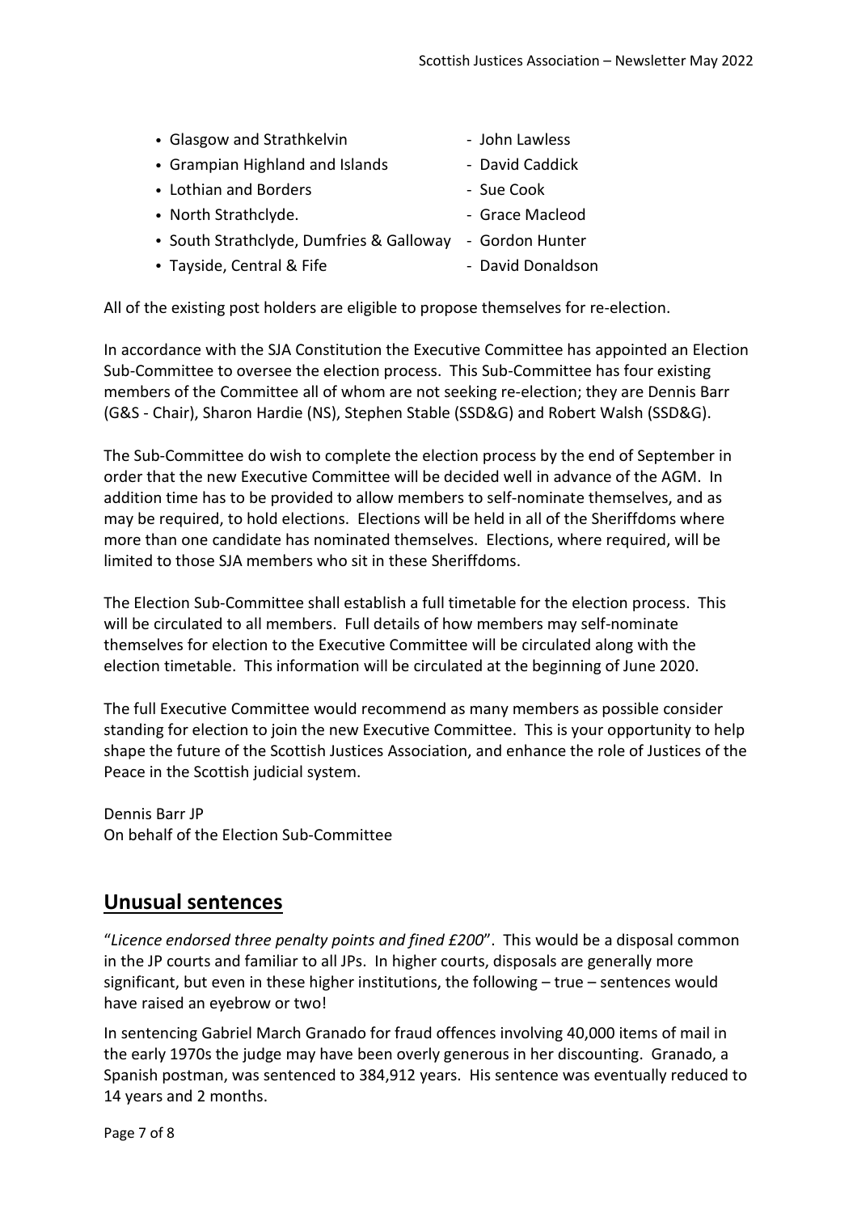- Glasgow and Strathkelvin - John Lawless
- Grampian Highland and Islands - David Caddick
- Lothian and Borders - Sue Cook
- North Strathclyde. - Grace Macleod
- South Strathclyde, Dumfries & Galloway - Gordon Hunter
- Tayside, Central & Fife - David Donaldson

All of the existing post holders are eligible to propose themselves for re-election.

In accordance with the SJA Constitution the Executive Committee has appointed an Election Sub-Committee to oversee the election process. This Sub-Committee has four existing members of the Committee all of whom are not seeking re-election; they are Dennis Barr (G&S - Chair), Sharon Hardie (NS), Stephen Stable (SSD&G) and Robert Walsh (SSD&G).

The Sub-Committee do wish to complete the election process by the end of September in order that the new Executive Committee will be decided well in advance of the AGM. In addition time has to be provided to allow members to self-nominate themselves, and as may be required, to hold elections. Elections will be held in all of the Sheriffdoms where more than one candidate has nominated themselves. Elections, where required, will be limited to those SJA members who sit in these Sheriffdoms.

The Election Sub-Committee shall establish a full timetable for the election process. This will be circulated to all members. Full details of how members may self-nominate themselves for election to the Executive Committee will be circulated along with the election timetable. This information will be circulated at the beginning of June 2020.

The full Executive Committee would recommend as many members as possible consider standing for election to join the new Executive Committee. This is your opportunity to help shape the future of the Scottish Justices Association, and enhance the role of Justices of the Peace in the Scottish judicial system.

Dennis Barr JP
On behalf of the Election Sub-Committee

## Unusual sentences

"*Licence endorsed three penalty points and fined £200*". This would be a disposal common in the JP courts and familiar to all JPs. In higher courts, disposals are generally more significant, but even in these higher institutions, the following – true – sentences would have raised an eyebrow or two!

In sentencing Gabriel March Granado for fraud offences involving 40,000 items of mail in the early 1970s the judge may have been overly generous in her discounting. Granado, a Spanish postman, was sentenced to 384,912 years. His sentence was eventually reduced to 14 years and 2 months.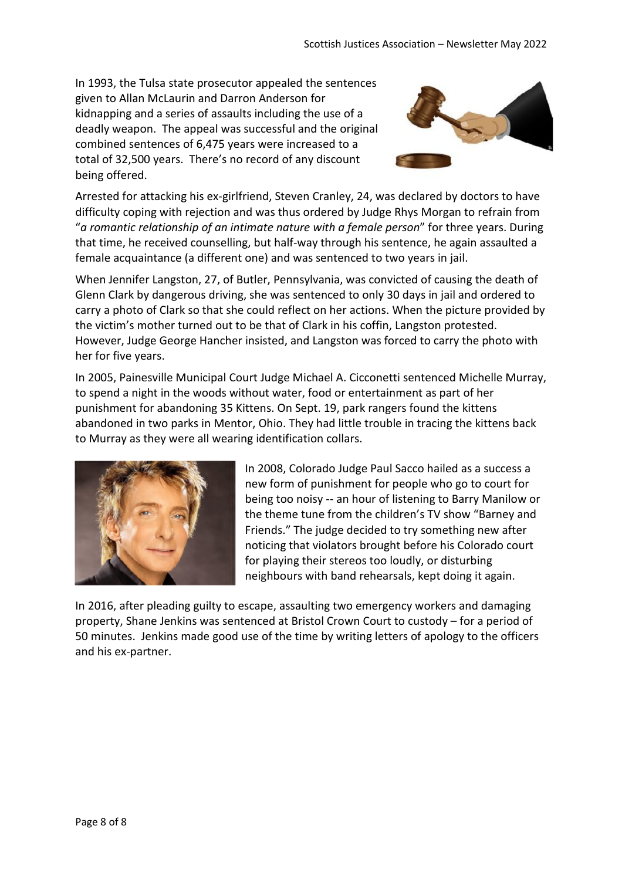In 1993, the Tulsa state prosecutor appealed the sentences given to Allan McLaurin and Darron Anderson for kidnapping and a series of assaults including the use of a deadly weapon. The appeal was successful and the original combined sentences of 6,475 years were increased to a total of 32,500 years. There's no record of any discount being offered.

Arrested for attacking his ex-girlfriend, Steven Cranley, 24, was declared by doctors to have difficulty coping with rejection and was thus ordered by Judge Rhys Morgan to refrain from "*a romantic relationship of an intimate nature with a female person*" for three years. During that time, he received counselling, but half-way through his sentence, he again assaulted a female acquaintance (a different one) and was sentenced to two years in jail.

When Jennifer Langston, 27, of Butler, Pennsylvania, was convicted of causing the death of Glenn Clark by dangerous driving, she was sentenced to only 30 days in jail and ordered to carry a photo of Clark so that she could reflect on her actions. When the picture provided by the victim's mother turned out to be that of Clark in his coffin, Langston protested. However, Judge George Hancher insisted, and Langston was forced to carry the photo with her for five years.

In 2005, Painesville Municipal Court Judge Michael A. Cicconetti sentenced Michelle Murray, to spend a night in the woods without water, food or entertainment as part of her punishment for abandoning 35 Kittens. On Sept. 19, park rangers found the kittens abandoned in two parks in Mentor, Ohio. They had little trouble in tracing the kittens back to Murray as they were all wearing identification collars.

In 2008, Colorado Judge Paul Sacco hailed as a success a new form of punishment for people who go to court for being too noisy -- an hour of listening to Barry Manilow or the theme tune from the children's TV show "Barney and Friends." The judge decided to try something new after noticing that violators brought before his Colorado court for playing their stereos too loudly, or disturbing neighbours with band rehearsals, kept doing it again.

In 2016, after pleading guilty to escape, assaulting two emergency workers and damaging property, Shane Jenkins was sentenced at Bristol Crown Court to custody – for a period of 50 minutes. Jenkins made good use of the time by writing letters of apology to the officers and his ex-partner.